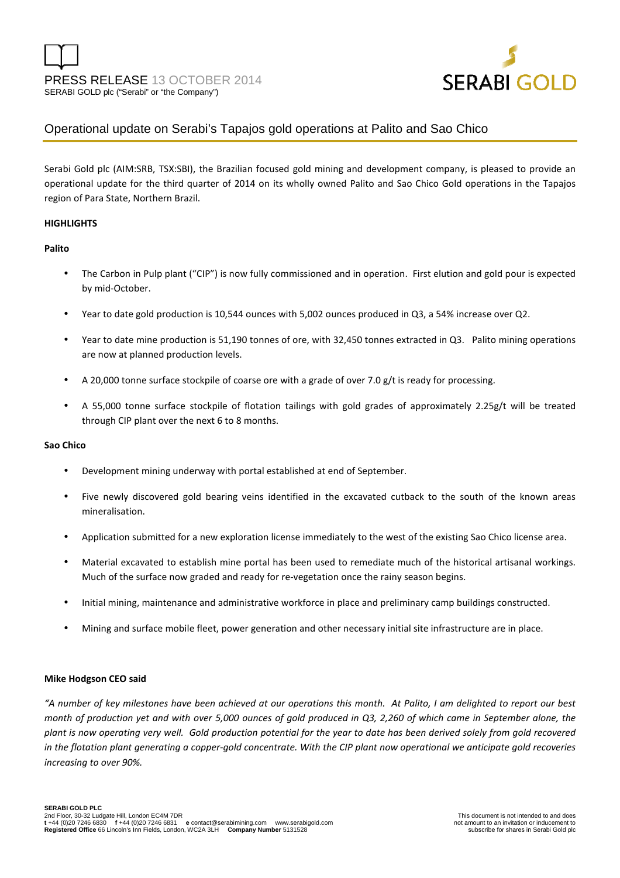PRESS RELEASE 13 OCTOBER 2014

SERABI GOLD plc ("Serabi" or "the Company")

# Operational update on Serabi's Tapajos gold operations at Palito and Sao Chico

Serabi Gold plc (AIM:SRB, TSX:SBI), the Brazilian focused gold mining and development company, is pleased to provide an operational update for the third quarter of 2014 on its wholly owned Palito and Sao Chico Gold operations in the Tapajos region of Para State, Northern Brazil.

**HIGHLIGHTS**

**Palito**

- The Carbon in Pulp plant ("CIP") is now fully commissioned and in operation. First elution and gold pour is expected by mid-October.
- Year to date gold production is 10,544 ounces with 5,002 ounces produced in Q3, a 54% increase over Q2.
- Year to date mine production is 51,190 tonnes of ore, with 32,450 tonnes extracted in Q3. Palito mining operations are now at planned production levels.
- A 20,000 tonne surface stockpile of coarse ore with a grade of over 7.0 g/t is ready for processing.
- A 55,000 tonne surface stockpile of flotation tailings with gold grades of approximately 2.25g/t will be treated through CIP plant over the next 6 to 8 months.

**Sao Chico**

- Development mining underway with portal established at end of September.
- Five newly discovered gold bearing veins identified in the excavated cutback to the south of the known areas mineralisation.
- Application submitted for a new exploration license immediately to the west of the existing Sao Chico license area.
- Material excavated to establish mine portal has been used to remediate much of the historical artisanal workings. Much of the surface now graded and ready for re-vegetation once the rainy season begins.
- Initial mining, maintenance and administrative workforce in place and preliminary camp buildings constructed.
- Mining and surface mobile fleet, power generation and other necessary initial site infrastructure are in place.

**Mike Hodgson CEO said**

*"A number of key milestones have been achieved at our operations this month. At Palito, I am delighted to report our best month of production yet and with over 5,000 ounces of gold produced in Q3, 2,260 of which came in September alone, the plant is now operating very well. Gold production potential for the year to date has been derived solely from gold recovered in the flotation plant generating a copper-gold concentrate. With the CIP plant now operational we anticipate gold recoveries increasing to over 90%.*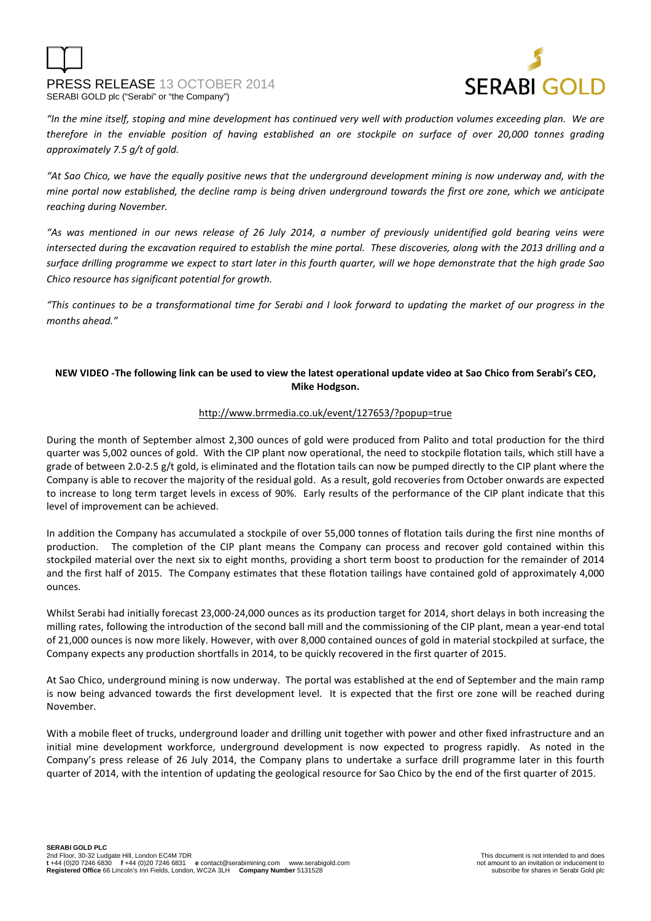*"In the mine itself, stoping and mine development has continued very well with production volumes exceeding plan. We are therefore in the enviable position of having established an ore stockpile on surface of over 20,000 tonnes grading approximately 7.5 g/t of gold.*

*"At Sao Chico, we have the equally positive news that the underground development mining is now underway and, with the mine portal now established, the decline ramp is being driven underground towards the first ore zone, which we anticipate reaching during November.*

*"As was mentioned in our news release of 26 July 2014, a number of previously unidentified gold bearing veins were intersected during the excavation required to establish the mine portal. These discoveries, along with the 2013 drilling and a surface drilling programme we expect to start later in this fourth quarter, will we hope demonstrate that the high grade Sao Chico resource has significant potential for growth.*

*"This continues to be a transformational time for Serabi and I look forward to updating the market of our progress in the months ahead."*

**NEW VIDEO -The following link can be used to view the latest operational update video at Sao Chico from Serabi's CEO, Mike Hodgson.**

http://www.brrmedia.co.uk/event/127653/?popup=true

During the month of September almost 2,300 ounces of gold were produced from Palito and total production for the third quarter was 5,002 ounces of gold. With the CIP plant now operational, the need to stockpile flotation tails, which still have a grade of between 2.0-2.5 g/t gold, is eliminated and the flotation tails can now be pumped directly to the CIP plant where the Company is able to recover the majority of the residual gold. As a result, gold recoveries from October onwards are expected to increase to long term target levels in excess of 90%. Early results of the performance of the CIP plant indicate that this level of improvement can be achieved.

In addition the Company has accumulated a stockpile of over 55,000 tonnes of flotation tails during the first nine months of production. The completion of the CIP plant means the Company can process and recover gold contained within this stockpiled material over the next six to eight months, providing a short term boost to production for the remainder of 2014 and the first half of 2015. The Company estimates that these flotation tailings have contained gold of approximately 4,000 ounces.

Whilst Serabi had initially forecast 23,000-24,000 ounces as its production target for 2014, short delays in both increasing the milling rates, following the introduction of the second ball mill and the commissioning of the CIP plant, mean a year-end total of 21,000 ounces is now more likely. However, with over 8,000 contained ounces of gold in material stockpiled at surface, the Company expects any production shortfalls in 2014, to be quickly recovered in the first quarter of 2015.

At Sao Chico, underground mining is now underway. The portal was established at the end of September and the main ramp is now being advanced towards the first development level. It is expected that the first ore zone will be reached during November.

With a mobile fleet of trucks, underground loader and drilling unit together with power and other fixed infrastructure and an initial mine development workforce, underground development is now expected to progress rapidly. As noted in the Company's press release of 26 July 2014, the Company plans to undertake a surface drill programme later in this fourth quarter of 2014, with the intention of updating the geological resource for Sao Chico by the end of the first quarter of 2015.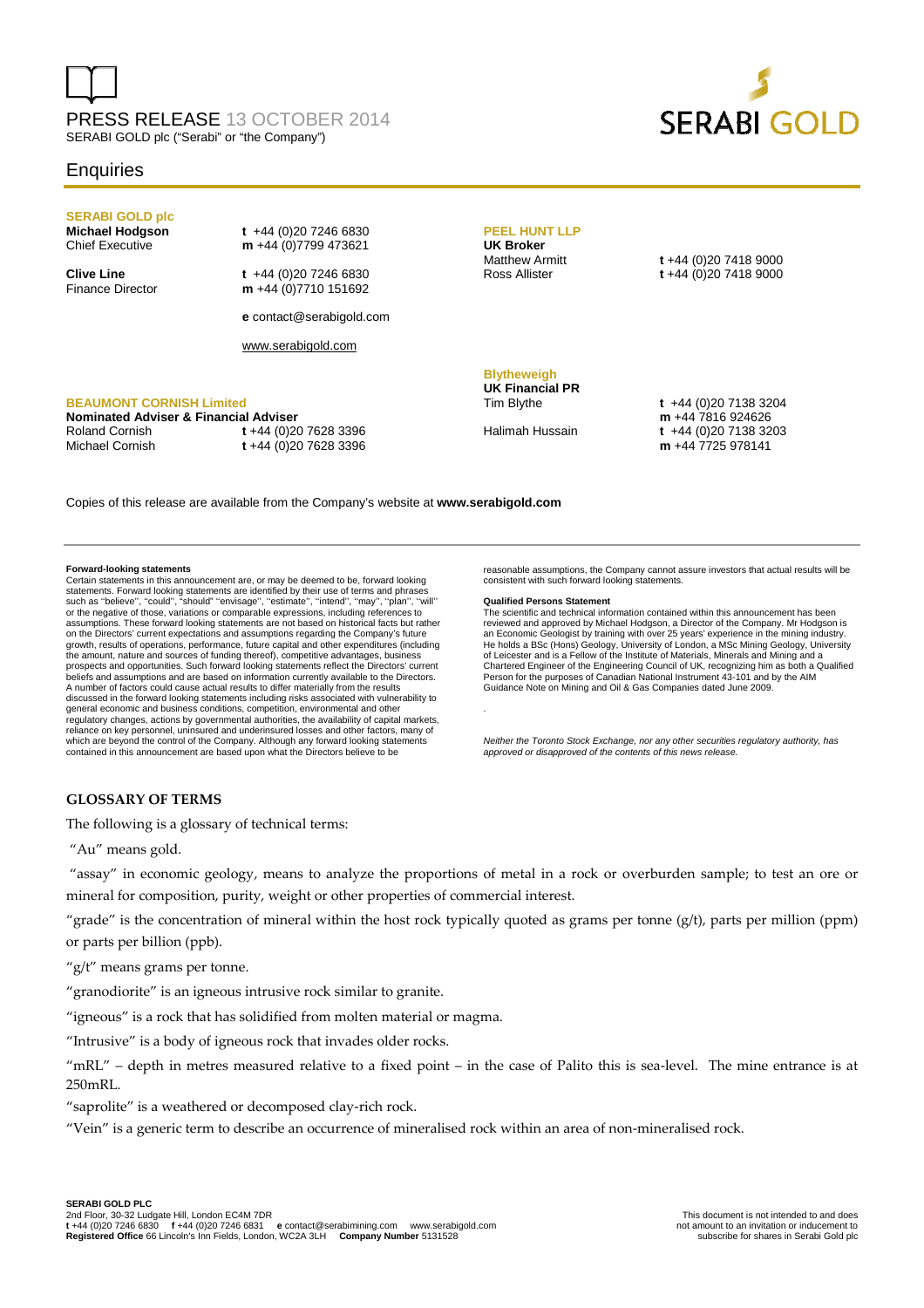PRESS RELEASE 13 OCTOBER 2014
SERABI GOLD plc ("Serabi" or "the Company")

## Enquiries

**SERABI GOLD plc**

**Michael Hodgson** — Chief Executive
t +44 (0)20 7246 6830
m +44 (0)7799 473621

**Clive Line** — Finance Director
t +44 (0)20 7246 6830
m +44 (0)7710 151692

e contact@serabigold.com

www.serabigold.com

**BEAUMONT CORNISH Limited**
**Nominated Adviser & Financial Adviser**
Roland Cornish t +44 (0)20 7628 3396
Michael Cornish t +44 (0)20 7628 3396

**PEEL HUNT LLP**
**UK Broker**
Matthew Armitt t +44 (0)20 7418 9000
Ross Allister t +44 (0)20 7418 9000

**Blytheweigh**
**UK Financial PR**
Tim Blythe t +44 (0)20 7138 3204, m +44 7816 924626
Halimah Hussain t +44 (0)20 7138 3203, m +44 7725 978141

Copies of this release are available from the Company's website at **www.serabigold.com**

**Forward-looking statements**
Certain statements in this announcement are, or may be deemed to be, forward looking statements. Forward looking statements are identified by their use of terms and phrases such as "believe", "could", "should" "envisage", "estimate", "intend", "may", "plan", "will" or the negative of those, variations or comparable expressions, including references to assumptions. These forward looking statements are not based on historical facts but rather on the Directors' current expectations and assumptions regarding the Company's future growth, results of operations, performance, future capital and other expenditures (including the amount, nature and sources of funding thereof), competitive advantages, business prospects and opportunities. Such forward looking statements reflect the Directors' current beliefs and assumptions and are based on information currently available to the Directors. A number of factors could cause actual results to differ materially from the results discussed in the forward looking statements including risks associated with vulnerability to general economic and business conditions, competition, environmental and other regulatory changes, actions by governmental authorities, the availability of capital markets, reliance on key personnel, uninsured and underinsured losses and other factors, many of which are beyond the control of the Company. Although any forward looking statements contained in this announcement are based upon what the Directors believe to be reasonable assumptions, the Company cannot assure investors that actual results will be consistent with such forward looking statements.

**Qualified Persons Statement**
The scientific and technical information contained within this announcement has been reviewed and approved by Michael Hodgson, a Director of the Company. Mr Hodgson is an Economic Geologist by training with over 25 years' experience in the mining industry. He holds a BSc (Hons) Geology, University of London, a MSc Mining Geology, University of Leicester and is a Fellow of the Institute of Materials, Minerals and Mining and a Chartered Engineer of the Engineering Council of UK, recognizing him as both a Qualified Person for the purposes of Canadian National Instrument 43-101 and by the AIM Guidance Note on Mining and Oil & Gas Companies dated June 2009.

*Neither the Toronto Stock Exchange, nor any other securities regulatory authority, has approved or disapproved of the contents of this news release.*

## GLOSSARY OF TERMS

The following is a glossary of technical terms:

"Au" means gold.

"assay" in economic geology, means to analyze the proportions of metal in a rock or overburden sample; to test an ore or mineral for composition, purity, weight or other properties of commercial interest.

"grade" is the concentration of mineral within the host rock typically quoted as grams per tonne (g/t), parts per million (ppm) or parts per billion (ppb).

"g/t" means grams per tonne.

"granodiorite" is an igneous intrusive rock similar to granite.

"igneous" is a rock that has solidified from molten material or magma.

"Intrusive" is a body of igneous rock that invades older rocks.

"mRL" – depth in metres measured relative to a fixed point – in the case of Palito this is sea-level. The mine entrance is at 250mRL.

"saprolite" is a weathered or decomposed clay-rich rock.

"Vein" is a generic term to describe an occurrence of mineralised rock within an area of non-mineralised rock.

**SERABI GOLD PLC**
2nd Floor, 30-32 Ludgate Hill, London EC4M 7DR
t +44 (0)20 7246 6830 f +44 (0)20 7246 6831 e contact@serabimining.com www.serabigold.com
**Registered Office** 66 Lincoln's Inn Fields, London, WC2A 3LH **Company Number** 5131528

This document is not intended to and does not amount to an invitation or inducement to subscribe for shares in Serabi Gold plc